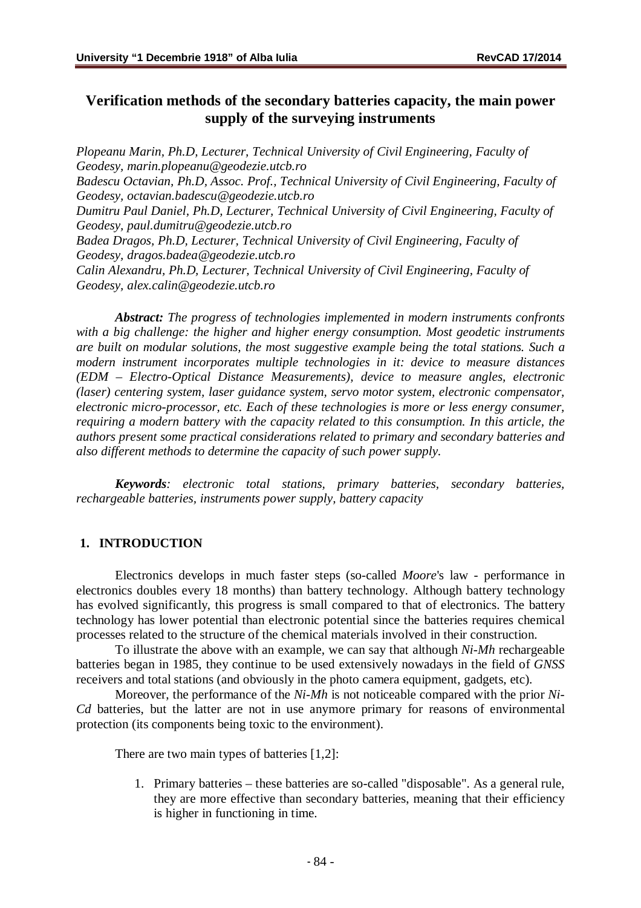# Verification methods of the secondary batteries capacity, the main power supply of the surveying instruments

*Plopeanu Marin, Ph.D, Lecturer, Technical University of Civil Engineering, Faculty of Geodesy, marin.plopeanu@geodezie.utcb.ro*
*Badescu Octavian, Ph.D, Assoc. Prof., Technical University of Civil Engineering, Faculty of Geodesy, octavian.badescu@geodezie.utcb.ro*
*Dumitru Paul Daniel, Ph.D, Lecturer, Technical University of Civil Engineering, Faculty of Geodesy, paul.dumitru@geodezie.utcb.ro*
*Badea Dragos, Ph.D, Lecturer, Technical University of Civil Engineering, Faculty of Geodesy, dragos.badea@geodezie.utcb.ro*
*Calin Alexandru, Ph.D, Lecturer, Technical University of Civil Engineering, Faculty of Geodesy, alex.calin@geodezie.utcb.ro*

***Abstract:*** *The progress of technologies implemented in modern instruments confronts with a big challenge: the higher and higher energy consumption. Most geodetic instruments are built on modular solutions, the most suggestive example being the total stations. Such a modern instrument incorporates multiple technologies in it: device to measure distances (EDM – Electro-Optical Distance Measurements), device to measure angles, electronic (laser) centering system, laser guidance system, servo motor system, electronic compensator, electronic micro-processor, etc. Each of these technologies is more or less energy consumer, requiring a modern battery with the capacity related to this consumption. In this article, the authors present some practical considerations related to primary and secondary batteries and also different methods to determine the capacity of such power supply.*

***Keywords****: electronic total stations, primary batteries, secondary batteries, rechargeable batteries, instruments power supply, battery capacity*

## 1. INTRODUCTION

Electronics develops in much faster steps (so-called *Moore*'s law - performance in electronics doubles every 18 months) than battery technology. Although battery technology has evolved significantly, this progress is small compared to that of electronics. The battery technology has lower potential than electronic potential since the batteries requires chemical processes related to the structure of the chemical materials involved in their construction.

To illustrate the above with an example, we can say that although *Ni-Mh* rechargeable batteries began in 1985, they continue to be used extensively nowadays in the field of *GNSS* receivers and total stations (and obviously in the photo camera equipment, gadgets, etc).

Moreover, the performance of the *Ni-Mh* is not noticeable compared with the prior *Ni-Cd* batteries, but the latter are not in use anymore primary for reasons of environmental protection (its components being toxic to the environment).

There are two main types of batteries [1,2]:

1. Primary batteries – these batteries are so-called "disposable". As a general rule, they are more effective than secondary batteries, meaning that their efficiency is higher in functioning in time.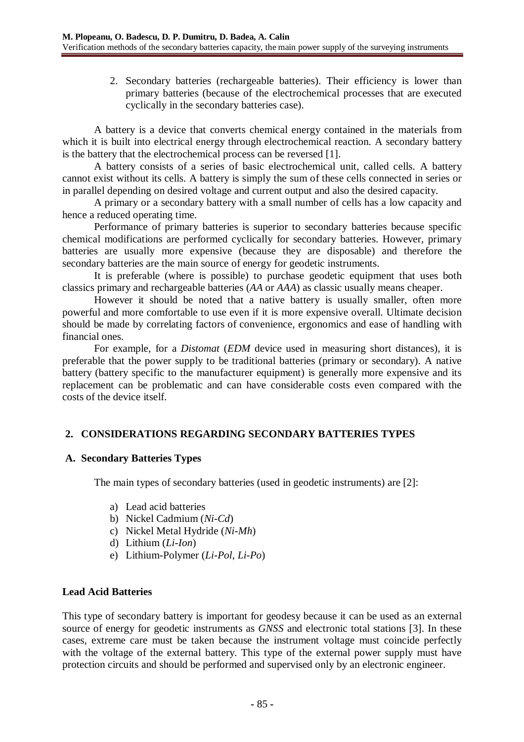2. Secondary batteries (rechargeable batteries). Their efficiency is lower than primary batteries (because of the electrochemical processes that are executed cyclically in the secondary batteries case).

A battery is a device that converts chemical energy contained in the materials from which it is built into electrical energy through electrochemical reaction. A secondary battery is the battery that the electrochemical process can be reversed [1].

A battery consists of a series of basic electrochemical unit, called cells. A battery cannot exist without its cells. A battery is simply the sum of these cells connected in series or in parallel depending on desired voltage and current output and also the desired capacity.

A primary or a secondary battery with a small number of cells has a low capacity and hence a reduced operating time.

Performance of primary batteries is superior to secondary batteries because specific chemical modifications are performed cyclically for secondary batteries. However, primary batteries are usually more expensive (because they are disposable) and therefore the secondary batteries are the main source of energy for geodetic instruments.

It is preferable (where is possible) to purchase geodetic equipment that uses both classics primary and rechargeable batteries (*AA* or *AAA*) as classic usually means cheaper.

However it should be noted that a native battery is usually smaller, often more powerful and more comfortable to use even if it is more expensive overall. Ultimate decision should be made by correlating factors of convenience, ergonomics and ease of handling with financial ones.

For example, for a *Distomat* (*EDM* device used in measuring short distances), it is preferable that the power supply to be traditional batteries (primary or secondary). A native battery (battery specific to the manufacturer equipment) is generally more expensive and its replacement can be problematic and can have considerable costs even compared with the costs of the device itself.

## 2. CONSIDERATIONS REGARDING SECONDARY BATTERIES TYPES

### A. Secondary Batteries Types

The main types of secondary batteries (used in geodetic instruments) are [2]:

a) Lead acid batteries
b) Nickel Cadmium (*Ni-Cd*)
c) Nickel Metal Hydride (*Ni-Mh*)
d) Lithium (*Li-Ion*)
e) Lithium-Polymer (*Li-Pol*, *Li-Po*)

**Lead Acid Batteries**

This type of secondary battery is important for geodesy because it can be used as an external source of energy for geodetic instruments as *GNSS* and electronic total stations [3]. In these cases, extreme care must be taken because the instrument voltage must coincide perfectly with the voltage of the external battery. This type of the external power supply must have protection circuits and should be performed and supervised only by an electronic engineer.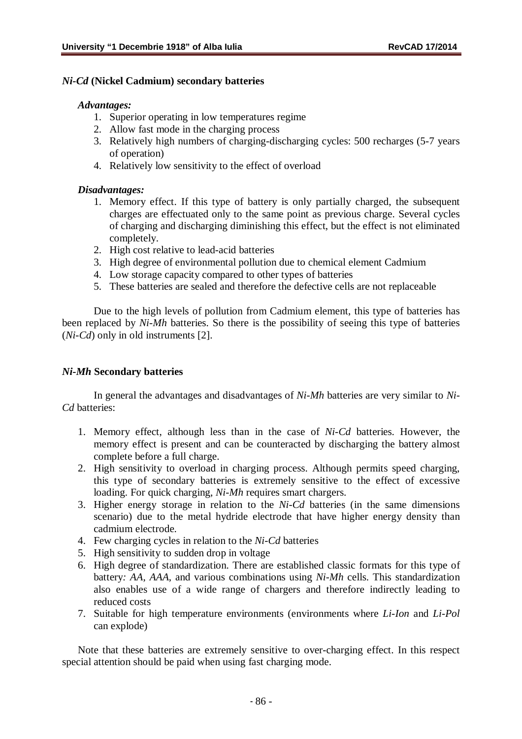### *Ni-Cd* (Nickel Cadmium) secondary batteries

***Advantages:***

1. Superior operating in low temperatures regime
2. Allow fast mode in the charging process
3. Relatively high numbers of charging-discharging cycles: 500 recharges (5-7 years of operation)
4. Relatively low sensitivity to the effect of overload

***Disadvantages:***

1. Memory effect. If this type of battery is only partially charged, the subsequent charges are effectuated only to the same point as previous charge. Several cycles of charging and discharging diminishing this effect, but the effect is not eliminated completely.
2. High cost relative to lead-acid batteries
3. High degree of environmental pollution due to chemical element Cadmium
4. Low storage capacity compared to other types of batteries
5. These batteries are sealed and therefore the defective cells are not replaceable

Due to the high levels of pollution from Cadmium element, this type of batteries has been replaced by *Ni-Mh* batteries. So there is the possibility of seeing this type of batteries (*Ni-Cd*) only in old instruments [2].

### *Ni-Mh* Secondary batteries

In general the advantages and disadvantages of *Ni-Mh* batteries are very similar to *Ni-Cd* batteries:

1. Memory effect, although less than in the case of *Ni-Cd* batteries. However, the memory effect is present and can be counteracted by discharging the battery almost complete before a full charge.
2. High sensitivity to overload in charging process. Although permits speed charging, this type of secondary batteries is extremely sensitive to the effect of excessive loading. For quick charging, *Ni-Mh* requires smart chargers.
3. Higher energy storage in relation to the *Ni-Cd* batteries (in the same dimensions scenario) due to the metal hydride electrode that have higher energy density than cadmium electrode.
4. Few charging cycles in relation to the *Ni-Cd* batteries
5. High sensitivity to sudden drop in voltage
6. High degree of standardization. There are established classic formats for this type of battery*: AA*, *AAA*, and various combinations using *Ni-Mh* cells. This standardization also enables use of a wide range of chargers and therefore indirectly leading to reduced costs
7. Suitable for high temperature environments (environments where *Li-Ion* and *Li-Pol* can explode)

Note that these batteries are extremely sensitive to over-charging effect. In this respect special attention should be paid when using fast charging mode.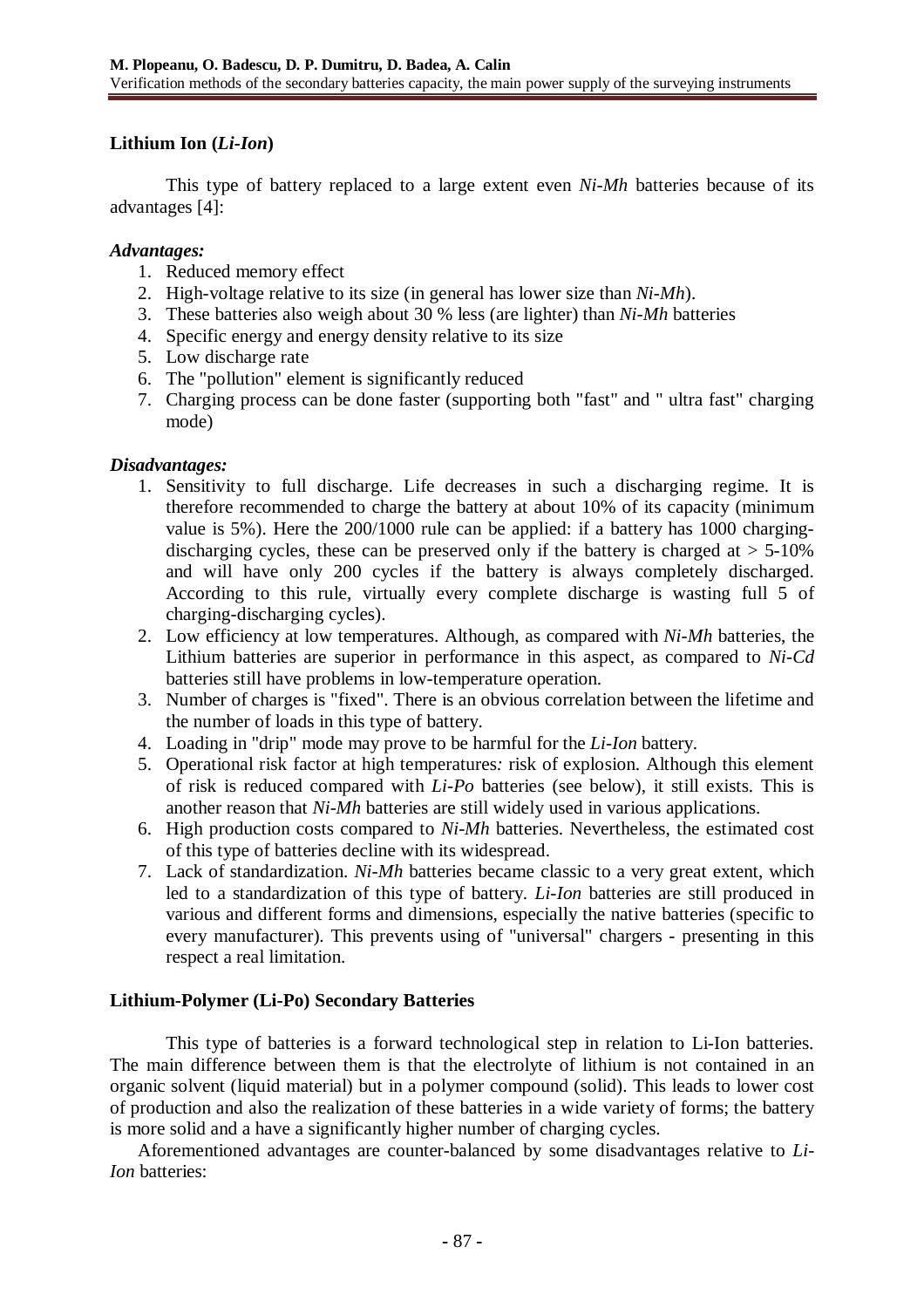**Lithium Ion (*Li-Ion*)**

This type of battery replaced to a large extent even *Ni-Mh* batteries because of its advantages [4]:

***Advantages:***

1. Reduced memory effect
2. High-voltage relative to its size (in general has lower size than *Ni-Mh*).
3. These batteries also weigh about 30 % less (are lighter) than *Ni-Mh* batteries
4. Specific energy and energy density relative to its size
5. Low discharge rate
6. The "pollution" element is significantly reduced
7. Charging process can be done faster (supporting both "fast" and " ultra fast" charging mode)

***Disadvantages:***

1. Sensitivity to full discharge. Life decreases in such a discharging regime. It is therefore recommended to charge the battery at about 10% of its capacity (minimum value is 5%). Here the 200/1000 rule can be applied: if a battery has 1000 charging-discharging cycles, these can be preserved only if the battery is charged at > 5-10% and will have only 200 cycles if the battery is always completely discharged. According to this rule, virtually every complete discharge is wasting full 5 of charging-discharging cycles).
2. Low efficiency at low temperatures. Although, as compared with *Ni-Mh* batteries, the Lithium batteries are superior in performance in this aspect, as compared to *Ni-Cd* batteries still have problems in low-temperature operation.
3. Number of charges is "fixed". There is an obvious correlation between the lifetime and the number of loads in this type of battery.
4. Loading in "drip" mode may prove to be harmful for the *Li-Ion* battery.
5. Operational risk factor at high temperatures*:* risk of explosion. Although this element of risk is reduced compared with *Li-Po* batteries (see below), it still exists. This is another reason that *Ni-Mh* batteries are still widely used in various applications.
6. High production costs compared to *Ni-Mh* batteries. Nevertheless, the estimated cost of this type of batteries decline with its widespread.
7. Lack of standardization. *Ni-Mh* batteries became classic to a very great extent, which led to a standardization of this type of battery. *Li-Ion* batteries are still produced in various and different forms and dimensions, especially the native batteries (specific to every manufacturer). This prevents using of "universal" chargers - presenting in this respect a real limitation.

**Lithium-Polymer (Li-Po) Secondary Batteries**

This type of batteries is a forward technological step in relation to Li-Ion batteries. The main difference between them is that the electrolyte of lithium is not contained in an organic solvent (liquid material) but in a polymer compound (solid). This leads to lower cost of production and also the realization of these batteries in a wide variety of forms; the battery is more solid and a have a significantly higher number of charging cycles.

Aforementioned advantages are counter-balanced by some disadvantages relative to *Li-Ion* batteries: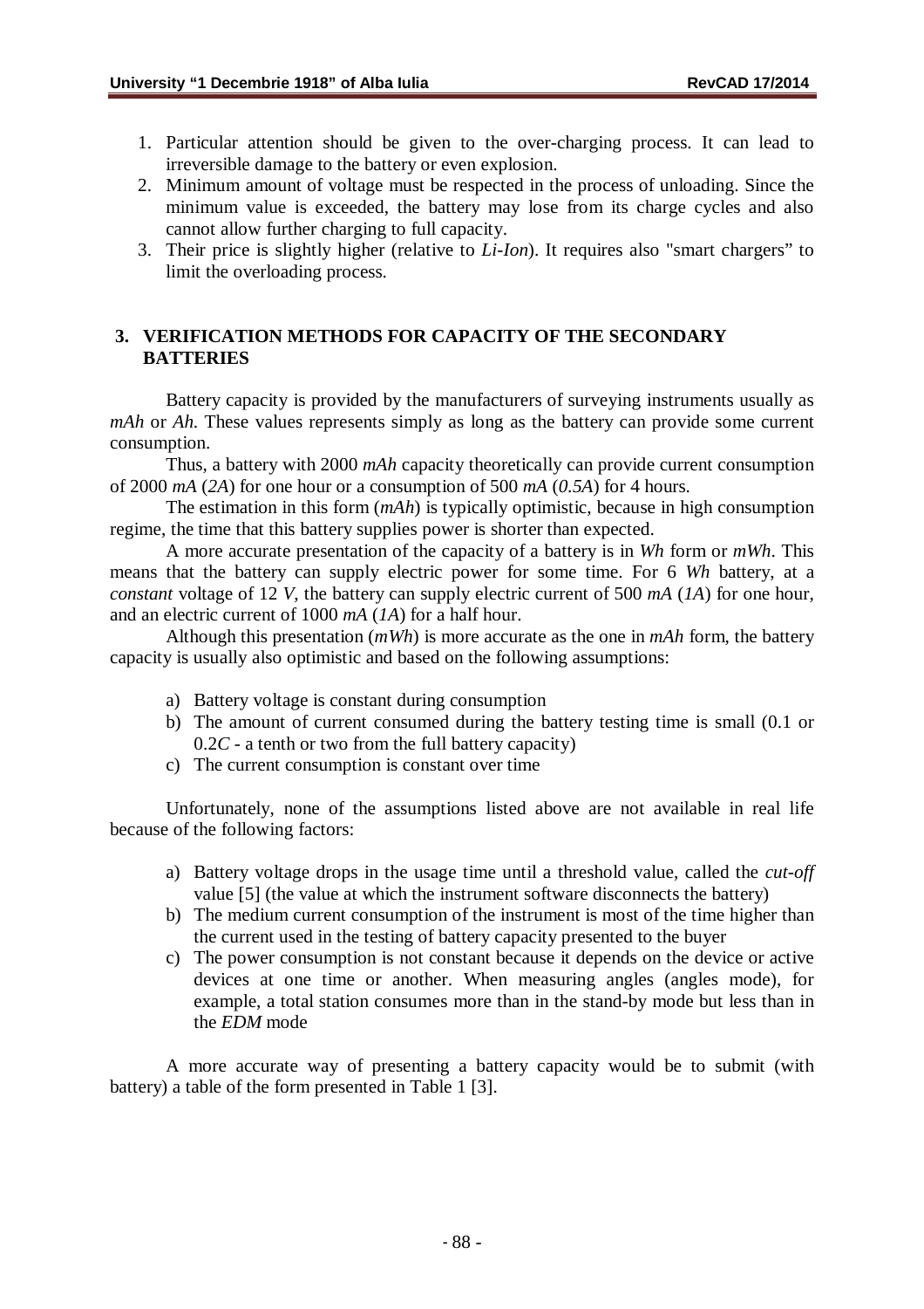1. Particular attention should be given to the over-charging process. It can lead to irreversible damage to the battery or even explosion.
2. Minimum amount of voltage must be respected in the process of unloading. Since the minimum value is exceeded, the battery may lose from its charge cycles and also cannot allow further charging to full capacity.
3. Their price is slightly higher (relative to *Li-Ion*). It requires also "smart chargers" to limit the overloading process.

## 3. VERIFICATION METHODS FOR CAPACITY OF THE SECONDARY BATTERIES

Battery capacity is provided by the manufacturers of surveying instruments usually as *mAh* or *Ah*. These values represents simply as long as the battery can provide some current consumption.

Thus, a battery with 2000 *mAh* capacity theoretically can provide current consumption of 2000 *mA* (*2A*) for one hour or a consumption of 500 *mA* (*0.5A*) for 4 hours.

The estimation in this form (*mAh*) is typically optimistic, because in high consumption regime, the time that this battery supplies power is shorter than expected.

A more accurate presentation of the capacity of a battery is in *Wh* form or *mWh*. This means that the battery can supply electric power for some time. For 6 *Wh* battery, at a *constant* voltage of 12 *V*, the battery can supply electric current of 500 *mA* (*1A*) for one hour, and an electric current of 1000 *mA* (*1A*) for a half hour.

Although this presentation (*mWh*) is more accurate as the one in *mAh* form, the battery capacity is usually also optimistic and based on the following assumptions:

a) Battery voltage is constant during consumption
b) The amount of current consumed during the battery testing time is small (0.1 or 0.2*C* - a tenth or two from the full battery capacity)
c) The current consumption is constant over time

Unfortunately, none of the assumptions listed above are not available in real life because of the following factors:

a) Battery voltage drops in the usage time until a threshold value, called the *cut-off* value [5] (the value at which the instrument software disconnects the battery)
b) The medium current consumption of the instrument is most of the time higher than the current used in the testing of battery capacity presented to the buyer
c) The power consumption is not constant because it depends on the device or active devices at one time or another. When measuring angles (angles mode), for example, a total station consumes more than in the stand-by mode but less than in the *EDM* mode

A more accurate way of presenting a battery capacity would be to submit (with battery) a table of the form presented in Table 1 [3].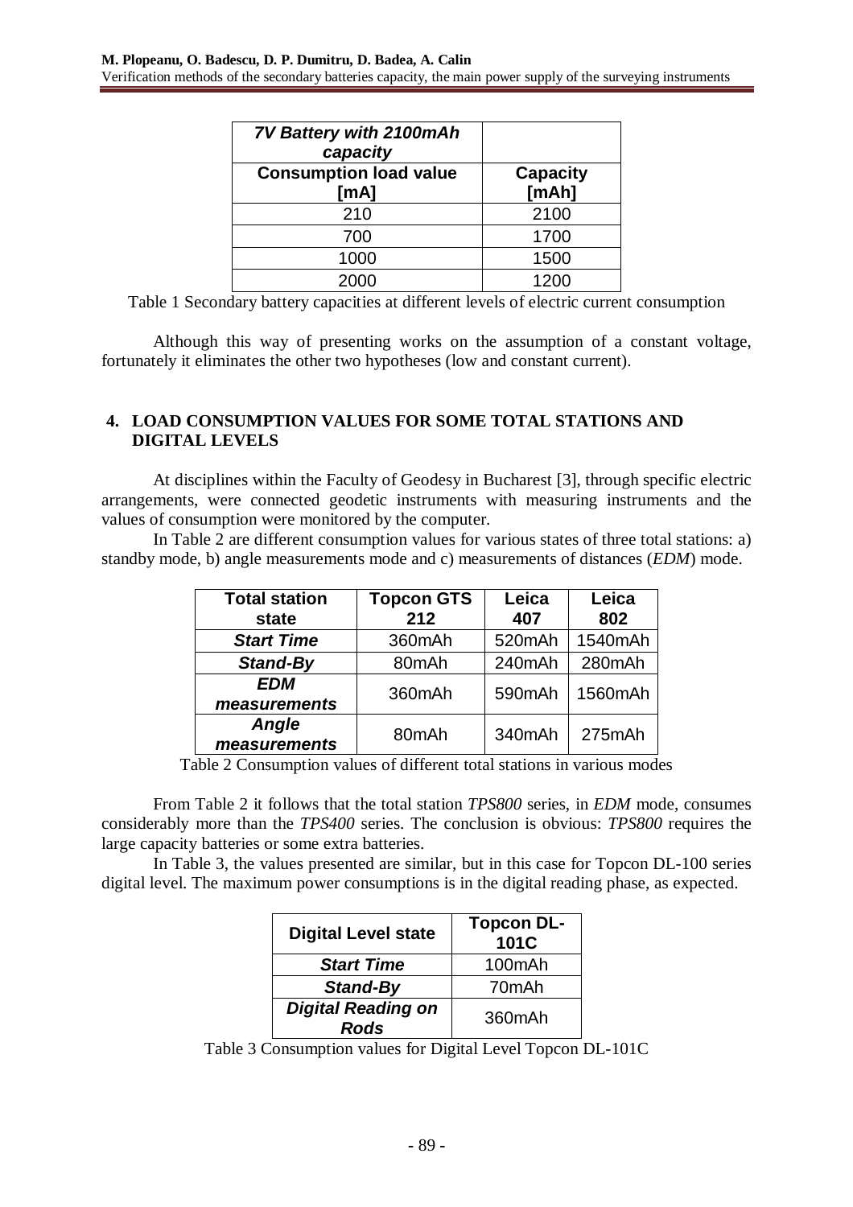| *7V Battery with 2100mAh capacity* | |
|---|---|
| **Consumption load value [mA]** | **Capacity [mAh]** |
| 210 | 2100 |
| 700 | 1700 |
| 1000 | 1500 |
| 2000 | 1200 |

Table 1 Secondary battery capacities at different levels of electric current consumption

Although this way of presenting works on the assumption of a constant voltage, fortunately it eliminates the other two hypotheses (low and constant current).

## 4. LOAD CONSUMPTION VALUES FOR SOME TOTAL STATIONS AND DIGITAL LEVELS

At disciplines within the Faculty of Geodesy in Bucharest [3], through specific electric arrangements, were connected geodetic instruments with measuring instruments and the values of consumption were monitored by the computer.

In Table 2 are different consumption values for various states of three total stations: a) standby mode, b) angle measurements mode and c) measurements of distances (*EDM*) mode.

| Total station state | Topcon GTS 212 | Leica 407 | Leica 802 |
|---|---|---|---|
| ***Start Time*** | 360mAh | 520mAh | 1540mAh |
| ***Stand-By*** | 80mAh | 240mAh | 280mAh |
| ***EDM measurements*** | 360mAh | 590mAh | 1560mAh |
| ***Angle measurements*** | 80mAh | 340mAh | 275mAh |

Table 2 Consumption values of different total stations in various modes

From Table 2 it follows that the total station *TPS800* series, in *EDM* mode, consumes considerably more than the *TPS400* series. The conclusion is obvious: *TPS800* requires the large capacity batteries or some extra batteries.

In Table 3, the values presented are similar, but in this case for Topcon DL-100 series digital level. The maximum power consumptions is in the digital reading phase, as expected.

| Digital Level state | Topcon DL-101C |
|---|---|
| ***Start Time*** | 100mAh |
| ***Stand-By*** | 70mAh |
| ***Digital Reading on Rods*** | 360mAh |

Table 3 Consumption values for Digital Level Topcon DL-101C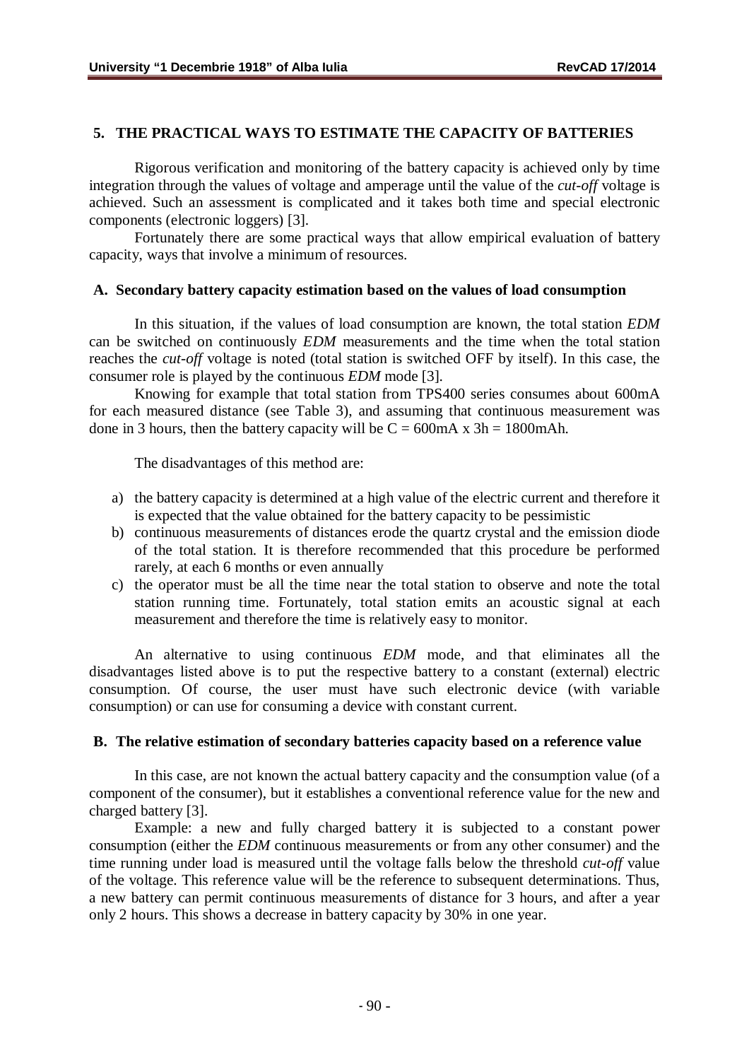## 5. THE PRACTICAL WAYS TO ESTIMATE THE CAPACITY OF BATTERIES

Rigorous verification and monitoring of the battery capacity is achieved only by time integration through the values of voltage and amperage until the value of the *cut-off* voltage is achieved. Such an assessment is complicated and it takes both time and special electronic components (electronic loggers) [3].

Fortunately there are some practical ways that allow empirical evaluation of battery capacity, ways that involve a minimum of resources.

### A. Secondary battery capacity estimation based on the values of load consumption

In this situation, if the values of load consumption are known, the total station *EDM* can be switched on continuously *EDM* measurements and the time when the total station reaches the *cut-off* voltage is noted (total station is switched OFF by itself). In this case, the consumer role is played by the continuous *EDM* mode [3].

Knowing for example that total station from TPS400 series consumes about 600mA for each measured distance (see Table 3), and assuming that continuous measurement was done in 3 hours, then the battery capacity will be C = 600mA x 3h = 1800mAh.

The disadvantages of this method are:

a) the battery capacity is determined at a high value of the electric current and therefore it is expected that the value obtained for the battery capacity to be pessimistic
b) continuous measurements of distances erode the quartz crystal and the emission diode of the total station. It is therefore recommended that this procedure be performed rarely, at each 6 months or even annually
c) the operator must be all the time near the total station to observe and note the total station running time. Fortunately, total station emits an acoustic signal at each measurement and therefore the time is relatively easy to monitor.

An alternative to using continuous *EDM* mode, and that eliminates all the disadvantages listed above is to put the respective battery to a constant (external) electric consumption. Of course, the user must have such electronic device (with variable consumption) or can use for consuming a device with constant current.

### B. The relative estimation of secondary batteries capacity based on a reference value

In this case, are not known the actual battery capacity and the consumption value (of a component of the consumer), but it establishes a conventional reference value for the new and charged battery [3].

Example: a new and fully charged battery it is subjected to a constant power consumption (either the *EDM* continuous measurements or from any other consumer) and the time running under load is measured until the voltage falls below the threshold *cut-off* value of the voltage. This reference value will be the reference to subsequent determinations. Thus, a new battery can permit continuous measurements of distance for 3 hours, and after a year only 2 hours. This shows a decrease in battery capacity by 30% in one year.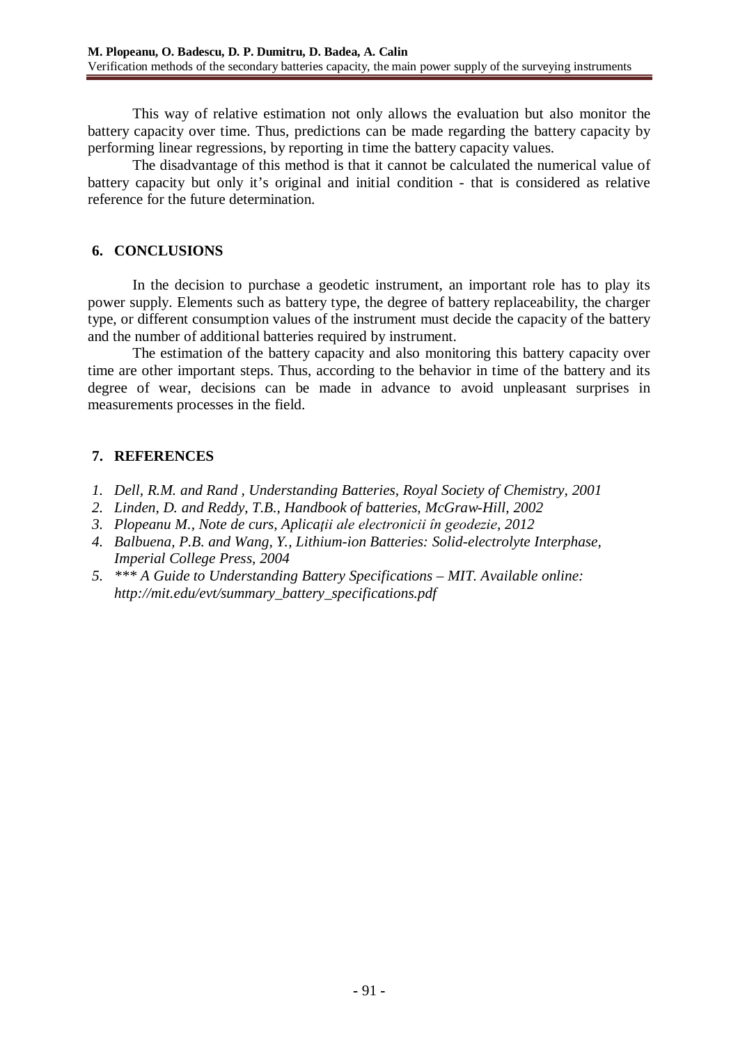This way of relative estimation not only allows the evaluation but also monitor the battery capacity over time. Thus, predictions can be made regarding the battery capacity by performing linear regressions, by reporting in time the battery capacity values.

The disadvantage of this method is that it cannot be calculated the numerical value of battery capacity but only it's original and initial condition - that is considered as relative reference for the future determination.

## 6. CONCLUSIONS

In the decision to purchase a geodetic instrument, an important role has to play its power supply. Elements such as battery type, the degree of battery replaceability, the charger type, or different consumption values of the instrument must decide the capacity of the battery and the number of additional batteries required by instrument.

The estimation of the battery capacity and also monitoring this battery capacity over time are other important steps. Thus, according to the behavior in time of the battery and its degree of wear, decisions can be made in advance to avoid unpleasant surprises in measurements processes in the field.

## 7. REFERENCES

1. *Dell, R.M. and Rand , Understanding Batteries, Royal Society of Chemistry, 2001*
2. *Linden, D. and Reddy, T.B., Handbook of batteries, McGraw-Hill, 2002*
3. *Plopeanu M., Note de curs, Aplicații ale electronicii în geodezie, 2012*
4. *Balbuena, P.B. and Wang, Y., Lithium-ion Batteries: Solid-electrolyte Interphase, Imperial College Press, 2004*
5. *\*\*\* A Guide to Understanding Battery Specifications – MIT. Available online: http://mit.edu/evt/summary_battery_specifications.pdf*